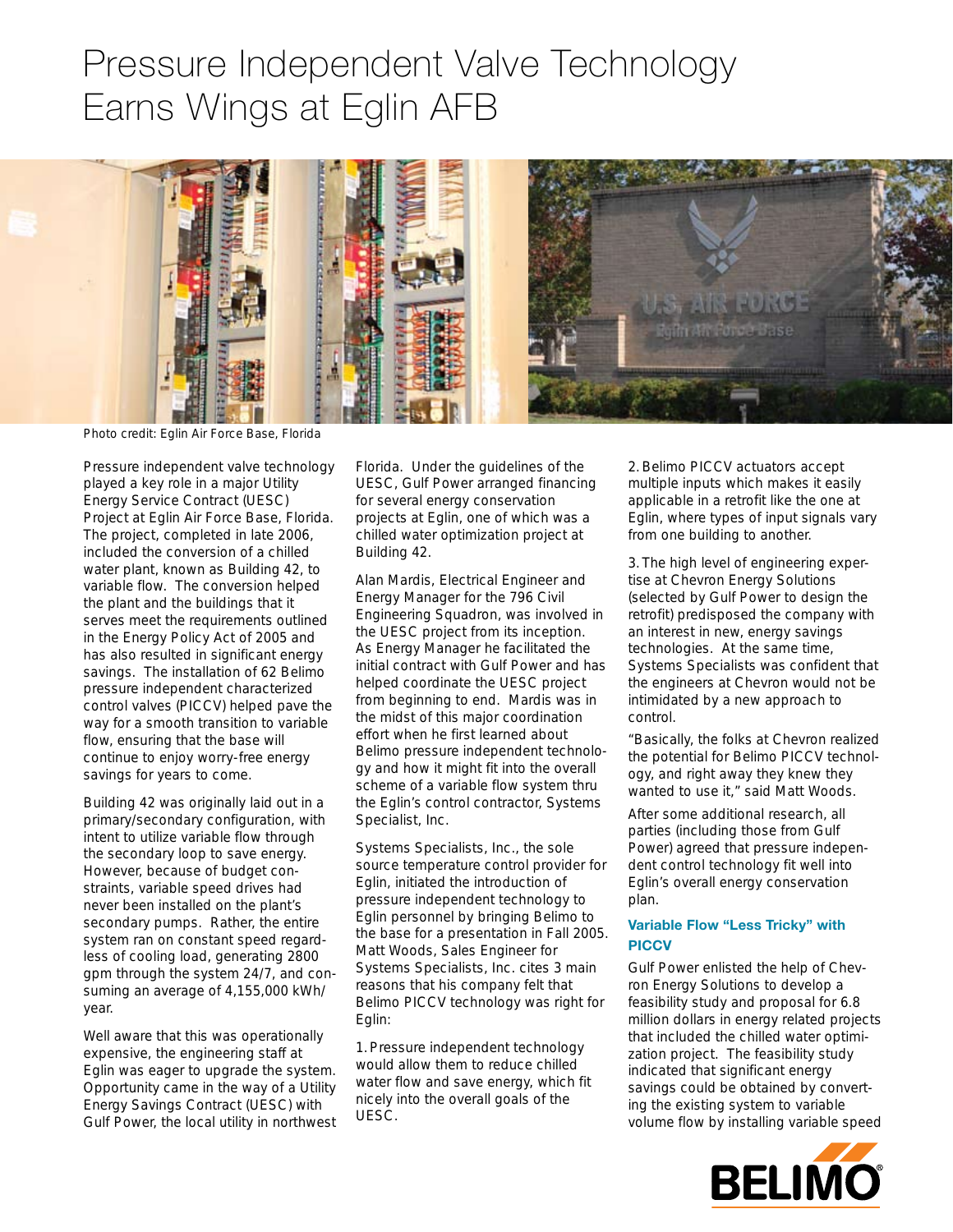# Pressure Independent Valve Technology Earns Wings at Eglin AFB

Photo credit: Eglin Air Force Base, Florida

Pressure independent valve technology played a key role in a major Utility Energy Service Contract (UESC) Project at Eglin Air Force Base, Florida. The project, completed in late 2006, included the conversion of a chilled water plant, known as Building 42, to variable flow. The conversion helped the plant and the buildings that it serves meet the requirements outlined in the Energy Policy Act of 2005 and has also resulted in significant energy savings. The installation of 62 Belimo pressure independent characterized control valves (PICCV) helped pave the way for a smooth transition to variable flow, ensuring that the base will continue to enjoy worry-free energy savings for years to come.

Building 42 was originally laid out in a primary/secondary configuration, with intent to utilize variable flow through the secondary loop to save energy. However, because of budget constraints, variable speed drives had never been installed on the plant's secondary pumps. Rather, the entire system ran on constant speed regardless of cooling load, generating 2800 gpm through the system 24/7, and consuming an average of 4,155,000 kWh/year.

Well aware that this was operationally expensive, the engineering staff at Eglin was eager to upgrade the system. Opportunity came in the way of a Utility Energy Savings Contract (UESC) with Gulf Power, the local utility in northwest Florida. Under the guidelines of the UESC, Gulf Power arranged financing for several energy conservation projects at Eglin, one of which was a chilled water optimization project at Building 42.

Alan Mardis, Electrical Engineer and Energy Manager for the 796 Civil Engineering Squadron, was involved in the UESC project from its inception. As Energy Manager he facilitated the initial contract with Gulf Power and has helped coordinate the UESC project from beginning to end. Mardis was in the midst of this major coordination effort when he first learned about Belimo pressure independent technology and how it might fit into the overall scheme of a variable flow system thru the Eglin's control contractor, Systems Specialist, Inc.

Systems Specialists, Inc., the sole source temperature control provider for Eglin, initiated the introduction of pressure independent technology to Eglin personnel by bringing Belimo to the base for a presentation in Fall 2005. Matt Woods, Sales Engineer for Systems Specialists, Inc. cites 3 main reasons that his company felt that Belimo PICCV technology was right for Eglin:

1. Pressure independent technology would allow them to reduce chilled water flow and save energy, which fit nicely into the overall goals of the UESC.

2. Belimo PICCV actuators accept multiple inputs which makes it easily applicable in a retrofit like the one at Eglin, where types of input signals vary from one building to another.

3. The high level of engineering expertise at Chevron Energy Solutions (selected by Gulf Power to design the retrofit) predisposed the company with an interest in new, energy savings technologies. At the same time, Systems Specialists was confident that the engineers at Chevron would not be intimidated by a new approach to control.

"Basically, the folks at Chevron realized the potential for Belimo PICCV technology, and right away they knew they wanted to use it," said Matt Woods.

After some additional research, all parties (including those from Gulf Power) agreed that pressure independent control technology fit well into Eglin's overall energy conservation plan.

### Variable Flow "Less Tricky" with PICCV

Gulf Power enlisted the help of Chevron Energy Solutions to develop a feasibility study and proposal for 6.8 million dollars in energy related projects that included the chilled water optimization project. The feasibility study indicated that significant energy savings could be obtained by converting the existing system to variable volume flow by installing variable speed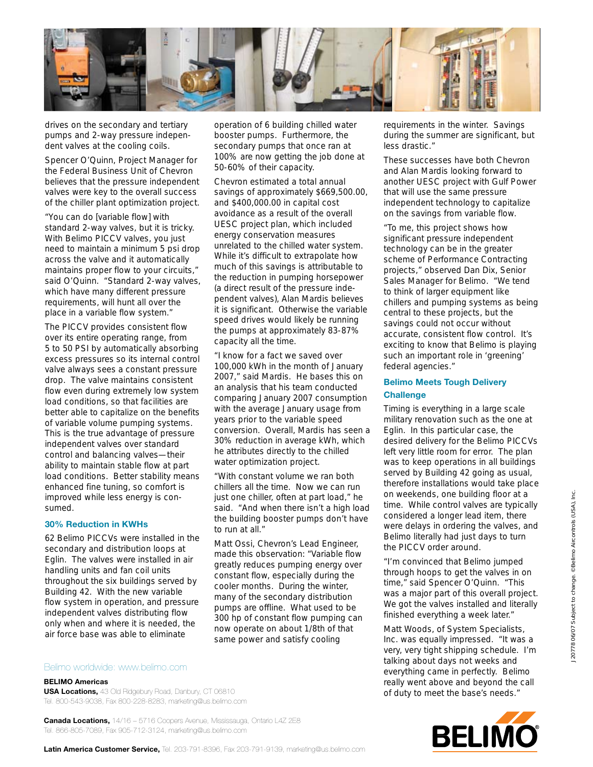drives on the secondary and tertiary pumps and 2-way pressure independent valves at the cooling coils.

Spencer O'Quinn, Project Manager for the Federal Business Unit of Chevron believes that the pressure independent valves were key to the overall success of the chiller plant optimization project.

"You can do [variable flow] with standard 2-way valves, but it is tricky. With Belimo PICCV valves, you just need to maintain a minimum 5 psi drop across the valve and it automatically maintains proper flow to your circuits," said O'Quinn. "Standard 2-way valves, which have many different pressure requirements, will hunt all over the place in a variable flow system."

The PICCV provides consistent flow over its entire operating range, from 5 to 50 PSI by automatically absorbing excess pressures so its internal control valve always sees a constant pressure drop. The valve maintains consistent flow even during extremely low system load conditions, so that facilities are better able to capitalize on the benefits of variable volume pumping systems. This is the true advantage of pressure independent valves over standard control and balancing valves—their ability to maintain stable flow at part load conditions. Better stability means enhanced fine tuning, so comfort is improved while less energy is consumed.

### 30% Reduction in KWHs

62 Belimo PICCVs were installed in the secondary and distribution loops at Eglin. The valves were installed in air handling units and fan coil units throughout the six buildings served by Building 42. With the new variable flow system in operation, and pressure independent valves distributing flow only when and where it is needed, the air force base was able to eliminate operation of 6 building chilled water booster pumps. Furthermore, the secondary pumps that once ran at 100% are now getting the job done at 50-60% of their capacity.

Chevron estimated a total annual savings of approximately $669,500.00, and $400,000.00 in capital cost avoidance as a result of the overall UESC project plan, which included energy conservation measures unrelated to the chilled water system. While it's difficult to extrapolate how much of this savings is attributable to the reduction in pumping horsepower (a direct result of the pressure independent valves), Alan Mardis believes it is significant. Otherwise the variable speed drives would likely be running the pumps at approximately 83-87% capacity all the time.

"I know for a fact we saved over 100,000 kWh in the month of January 2007," said Mardis. He bases this on an analysis that his team conducted comparing January 2007 consumption with the average January usage from years prior to the variable speed conversion. Overall, Mardis has seen a 30% reduction in average kWh, which he attributes directly to the chilled water optimization project.

"With constant volume we ran both chillers all the time. Now we can run just one chiller, often at part load," he said. "And when there isn't a high load the building booster pumps don't have to run at all."

Matt Ossi, Chevron's Lead Engineer, made this observation: "Variable flow greatly reduces pumping energy over constant flow, especially during the cooler months. During the winter, many of the secondary distribution pumps are offline. What used to be 300 hp of constant flow pumping can now operate on about 1/8th of that same power and satisfy cooling requirements in the winter. Savings during the summer are significant, but less drastic."

These successes have both Chevron and Alan Mardis looking forward to another UESC project with Gulf Power that will use the same pressure independent technology to capitalize on the savings from variable flow.

"To me, this project shows how significant pressure independent technology can be in the greater scheme of Performance Contracting projects," observed Dan Dix, Senior Sales Manager for Belimo. "We tend to think of larger equipment like chillers and pumping systems as being central to these projects, but the savings could not occur without accurate, consistent flow control. It's exciting to know that Belimo is playing such an important role in 'greening' federal agencies."

### Belimo Meets Tough Delivery Challenge

Timing is everything in a large scale military renovation such as the one at Eglin. In this particular case, the desired delivery for the Belimo PICCVs left very little room for error. The plan was to keep operations in all buildings served by Building 42 going as usual, therefore installations would take place on weekends, one building floor at a time. While control valves are typically considered a longer lead item, there were delays in ordering the valves, and Belimo literally had just days to turn the PICCV order around.

"I'm convinced that Belimo jumped through hoops to get the valves in on time," said Spencer O'Quinn. "This was a major part of this overall project. We got the valves installed and literally finished everything a week later."

Matt Woods, of System Specialists, Inc. was equally impressed. "It was a very, very tight shipping schedule. I'm talking about days not weeks and everything came in perfectly. Belimo really went above and beyond the call of duty to meet the base's needs."

Belimo worldwide: www.belimo.com

**BELIMO Americas**
**USA Locations,** 43 Old Ridgebury Road, Danbury, CT 06810
Tel. 800-543-9038, Fax 800-228-8283, marketing@us.belimo.com

**Canada Locations,** 14/16 – 5716 Coopers Avenue, Mississauga, Ontario L4Z 2E8
Tel. 866-805-7089, Fax 905-712-3124, marketing@us.belimo.com

**Latin America Customer Service,** Tel. 203-791-8396, Fax 203-791-9139, marketing@us.belimo.com

J20778 06/07 Subject to change. ©Belimo Aircontrols (USA), Inc.